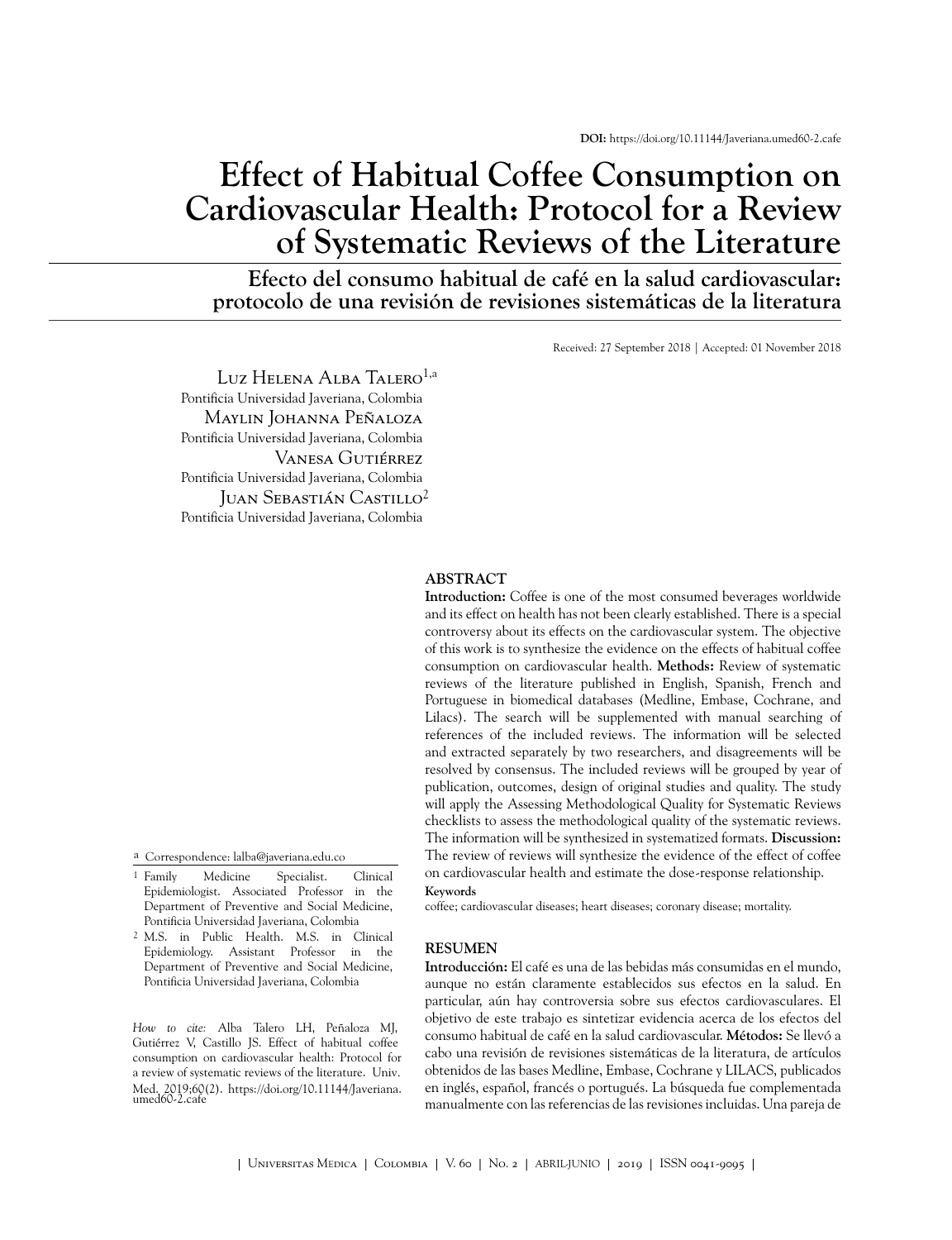**DOI:** https://doi.org/10.11144/Javeriana.umed60-2.cafe

# Effect of Habitual Coffee Consumption on Cardiovascular Health: Protocol for a Review of Systematic Reviews of the Literature

## Efecto del consumo habitual de café en la salud cardiovascular: protocolo de una revisión de revisiones sistemáticas de la literatura

Received: 27 September 2018 | Accepted: 01 November 2018

Luz Helena Alba Talero[1,a]
Pontificia Universidad Javeriana, Colombia

Maylin Johanna Peñaloza
Pontificia Universidad Javeriana, Colombia

Vanesa Gutiérrez
Pontificia Universidad Javeriana, Colombia

Juan Sebastián Castillo[2]
Pontificia Universidad Javeriana, Colombia

[a] Correspondence: lalba@javeriana.edu.co

[1] Family Medicine Specialist. Clinical Epidemiologist. Associated Professor in the Department of Preventive and Social Medicine, Pontificia Universidad Javeriana, Colombia

[2] M.S. in Public Health. M.S. in Clinical Epidemiology. Assistant Professor in the Department of Preventive and Social Medicine, Pontificia Universidad Javeriana, Colombia

*How to cite:* Alba Talero LH, Peñaloza MJ, Gutiérrez V, Castillo JS. Effect of habitual coffee consumption on cardiovascular health: Protocol for a review of systematic reviews of the literature. Univ. Med. 2019;60(2). https://doi.org/10.11144/Javeriana.umed60-2.cafe

### ABSTRACT

**Introduction:** Coffee is one of the most consumed beverages worldwide and its effect on health has not been clearly established. There is a special controversy about its effects on the cardiovascular system. The objective of this work is to synthesize the evidence on the effects of habitual coffee consumption on cardiovascular health. **Methods:** Review of systematic reviews of the literature published in English, Spanish, French and Portuguese in biomedical databases (Medline, Embase, Cochrane, and Lilacs). The search will be supplemented with manual searching of references of the included reviews. The information will be selected and extracted separately by two researchers, and disagreements will be resolved by consensus. The included reviews will be grouped by year of publication, outcomes, design of original studies and quality. The study will apply the Assessing Methodological Quality for Systematic Reviews checklists to assess the methodological quality of the systematic reviews. The information will be synthesized in systematized formats. **Discussion:** The review of reviews will synthesize the evidence of the effect of coffee on cardiovascular health and estimate the dose-response relationship.

**Keywords**

coffee; cardiovascular diseases; heart diseases; coronary disease; mortality.

### RESUMEN

**Introducción:** El café es una de las bebidas más consumidas en el mundo, aunque no están claramente establecidos sus efectos en la salud. En particular, aún hay controversia sobre sus efectos cardiovasculares. El objetivo de este trabajo es sintetizar evidencia acerca de los efectos del consumo habitual de café en la salud cardiovascular. **Métodos:** Se llevó a cabo una revisión de revisiones sistemáticas de la literatura, de artículos obtenidos de las bases Medline, Embase, Cochrane y LILACS, publicados en inglés, español, francés o portugués. La búsqueda fue complementada manualmente con las referencias de las revisiones incluidas. Una pareja de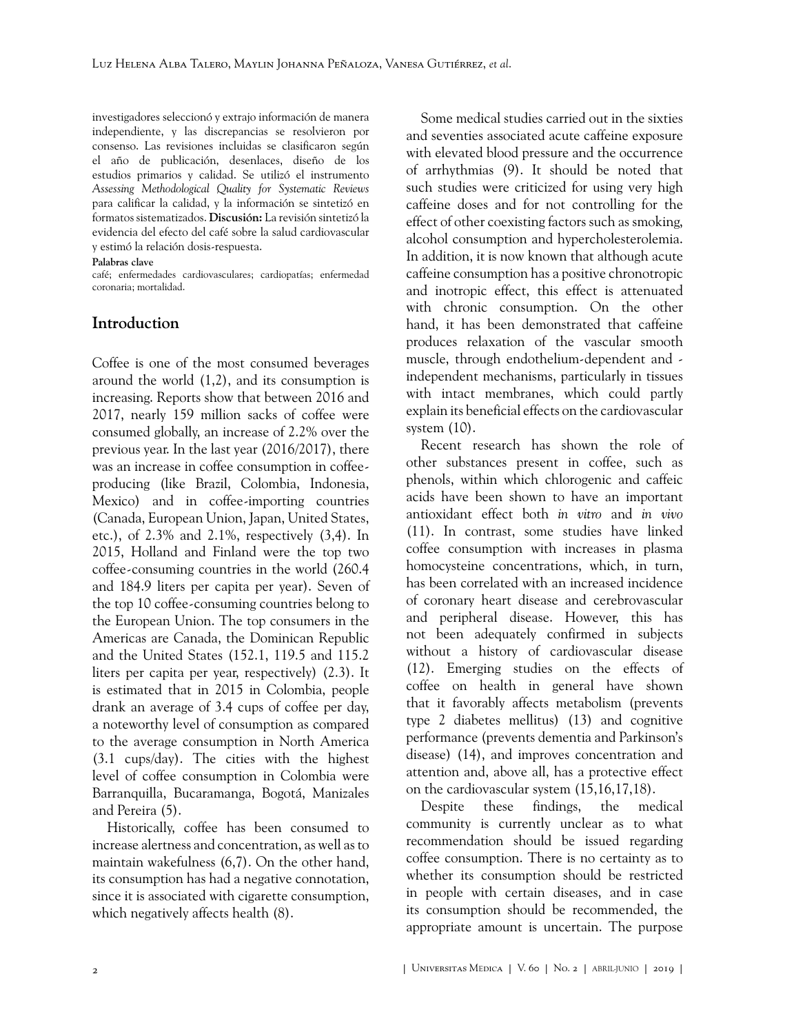investigadores seleccionó y extrajo información de manera independiente, y las discrepancias se resolvieron por consenso. Las revisiones incluidas se clasificaron según el año de publicación, desenlaces, diseño de los estudios primarios y calidad. Se utilizó el instrumento *Assessing Methodological Quality for Systematic Reviews* para calificar la calidad, y la información se sintetizó en formatos sistematizados. **Discusión:** La revisión sintetizó la evidencia del efecto del café sobre la salud cardiovascular y estimó la relación dosis-respuesta.

**Palabras clave**

café; enfermedades cardiovasculares; cardiopatías; enfermedad coronaria; mortalidad.

## Introduction

Coffee is one of the most consumed beverages around the world (1,2), and its consumption is increasing. Reports show that between 2016 and 2017, nearly 159 million sacks of coffee were consumed globally, an increase of 2.2% over the previous year. In the last year (2016/2017), there was an increase in coffee consumption in coffee-producing (like Brazil, Colombia, Indonesia, Mexico) and in coffee-importing countries (Canada, European Union, Japan, United States, etc.), of 2.3% and 2.1%, respectively (3,4). In 2015, Holland and Finland were the top two coffee-consuming countries in the world (260.4 and 184.9 liters per capita per year). Seven of the top 10 coffee-consuming countries belong to the European Union. The top consumers in the Americas are Canada, the Dominican Republic and the United States (152.1, 119.5 and 115.2 liters per capita per year, respectively) (2.3). It is estimated that in 2015 in Colombia, people drank an average of 3.4 cups of coffee per day, a noteworthy level of consumption as compared to the average consumption in North America (3.1 cups/day). The cities with the highest level of coffee consumption in Colombia were Barranquilla, Bucaramanga, Bogotá, Manizales and Pereira (5).

Historically, coffee has been consumed to increase alertness and concentration, as well as to maintain wakefulness (6,7). On the other hand, its consumption has had a negative connotation, since it is associated with cigarette consumption, which negatively affects health (8).

Some medical studies carried out in the sixties and seventies associated acute caffeine exposure with elevated blood pressure and the occurrence of arrhythmias (9). It should be noted that such studies were criticized for using very high caffeine doses and for not controlling for the effect of other coexisting factors such as smoking, alcohol consumption and hypercholesterolemia. In addition, it is now known that although acute caffeine consumption has a positive chronotropic and inotropic effect, this effect is attenuated with chronic consumption. On the other hand, it has been demonstrated that caffeine produces relaxation of the vascular smooth muscle, through endothelium-dependent and -independent mechanisms, particularly in tissues with intact membranes, which could partly explain its beneficial effects on the cardiovascular system (10).

Recent research has shown the role of other substances present in coffee, such as phenols, within which chlorogenic and caffeic acids have been shown to have an important antioxidant effect both *in vitro* and *in vivo* (11). In contrast, some studies have linked coffee consumption with increases in plasma homocysteine concentrations, which, in turn, has been correlated with an increased incidence of coronary heart disease and cerebrovascular and peripheral disease. However, this has not been adequately confirmed in subjects without a history of cardiovascular disease (12). Emerging studies on the effects of coffee on health in general have shown that it favorably affects metabolism (prevents type 2 diabetes mellitus) (13) and cognitive performance (prevents dementia and Parkinson's disease) (14), and improves concentration and attention and, above all, has a protective effect on the cardiovascular system (15,16,17,18).

Despite these findings, the medical community is currently unclear as to what recommendation should be issued regarding coffee consumption. There is no certainty as to whether its consumption should be restricted in people with certain diseases, and in case its consumption should be recommended, the appropriate amount is uncertain. The purpose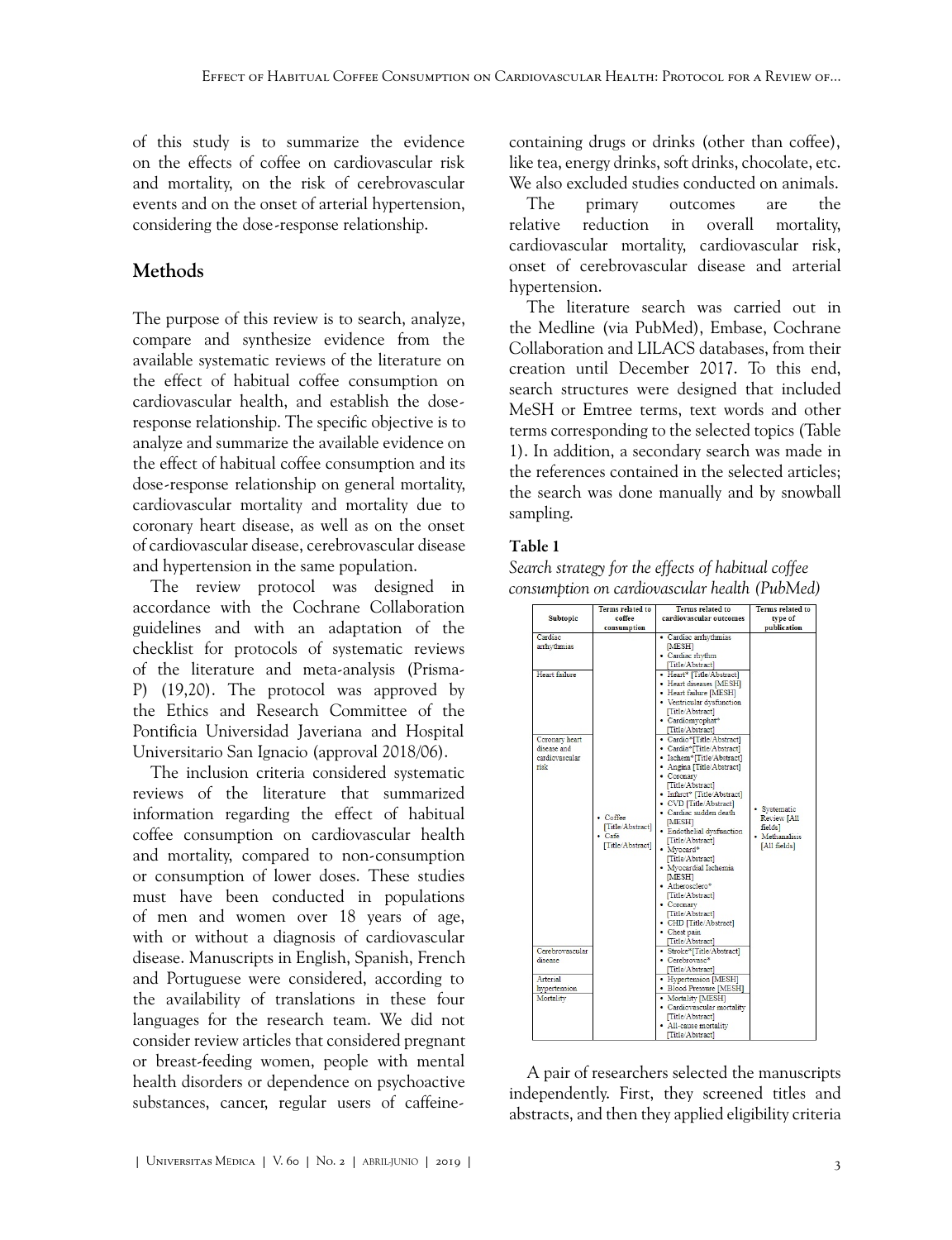of this study is to summarize the evidence on the effects of coffee on cardiovascular risk and mortality, on the risk of cerebrovascular events and on the onset of arterial hypertension, considering the dose-response relationship.

## Methods

The purpose of this review is to search, analyze, compare and synthesize evidence from the available systematic reviews of the literature on the effect of habitual coffee consumption on cardiovascular health, and establish the dose-response relationship. The specific objective is to analyze and summarize the available evidence on the effect of habitual coffee consumption and its dose-response relationship on general mortality, cardiovascular mortality and mortality due to coronary heart disease, as well as on the onset of cardiovascular disease, cerebrovascular disease and hypertension in the same population.

The review protocol was designed in accordance with the Cochrane Collaboration guidelines and with an adaptation of the checklist for protocols of systematic reviews of the literature and meta-analysis (Prisma-P) (19,20). The protocol was approved by the Ethics and Research Committee of the Pontificia Universidad Javeriana and Hospital Universitario San Ignacio (approval 2018/06).

The inclusion criteria considered systematic reviews of the literature that summarized information regarding the effect of habitual coffee consumption on cardiovascular health and mortality, compared to non-consumption or consumption of lower doses. These studies must have been conducted in populations of men and women over 18 years of age, with or without a diagnosis of cardiovascular disease. Manuscripts in English, Spanish, French and Portuguese were considered, according to the availability of translations in these four languages for the research team. We did not consider review articles that considered pregnant or breast-feeding women, people with mental health disorders or dependence on psychoactive substances, cancer, regular users of caffeine-containing drugs or drinks (other than coffee), like tea, energy drinks, soft drinks, chocolate, etc. We also excluded studies conducted on animals.

The primary outcomes are the relative reduction in overall mortality, cardiovascular mortality, cardiovascular risk, onset of cerebrovascular disease and arterial hypertension.

The literature search was carried out in the Medline (via PubMed), Embase, Cochrane Collaboration and LILACS databases, from their creation until December 2017. To this end, search structures were designed that included MeSH or Emtree terms, text words and other terms corresponding to the selected topics (Table 1). In addition, a secondary search was made in the references contained in the selected articles; the search was done manually and by snowball sampling.

**Table 1**

*Search strategy for the effects of habitual coffee consumption on cardiovascular health (PubMed)*

| Subtopic | Terms related to coffee consumption | Terms related to cardiovascular outcomes | Terms related to type of publication |
|---|---|---|---|
| Cardiac arrhythmias | • Coffee [Title/Abstract]<br>• Café [Title/Abstract] | • Cardiac arrhythmias [MESH]<br>• Cardiac rhythm [Title/Abstract] | • Systematic Review [All fields]<br>• Methanalisis [All fields] |
| Heart failure | | • Heart* [Title/Abstract]<br>• Heart diseases [MESH]<br>• Heart failure [MESH]<br>• Ventricular dysfunction [Title/Abstract]<br>• Cardiomyophat* [Title/Abstract] | |
| Coronary heart disease and cardiovascular risk | | • Cardio*[Title/Abstract]<br>• Cardia*[Title/Abstract]<br>• Ischem*[Title/Abstract]<br>• Angina [Title/Abstract]<br>• Coronary [Title/Abstract]<br>• Infarct* [Title/Abstract]<br>• CVD [Title/Abstract]<br>• Cardiac sudden death [MESH]<br>• Endothelial dysfunction [Title/Abstract]<br>• Myocard* [Title/Abstract]<br>• Myocardial Ischemia [MESH]<br>• Atherosclero* [Title/Abstract]<br>• Coronary [Title/Abstract]<br>• CHD [Title/Abstract]<br>• Chest pain [Title/Abstract] | |
| Cerebrovascular disease | | • Stroke*[Title/Abstract]<br>• Cerebrovasc* [Title/Abstract] | |
| Arterial hypertension | | • Hypertension [MESH]<br>• Blood Pressure [MESH] | |
| Mortality | | • Mortality [MESH]<br>• Cardiovascular mortality [Title/Abstract]<br>• All-cause mortality [Title/Abstract] | |

A pair of researchers selected the manuscripts independently. First, they screened titles and abstracts, and then they applied eligibility criteria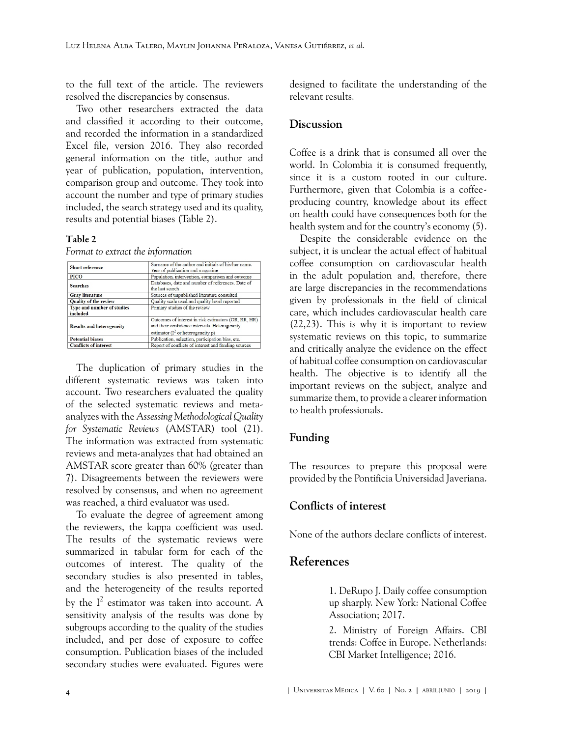to the full text of the article. The reviewers resolved the discrepancies by consensus.

Two other researchers extracted the data and classified it according to their outcome, and recorded the information in a standardized Excel file, version 2016. They also recorded general information on the title, author and year of publication, population, intervention, comparison group and outcome. They took into account the number and type of primary studies included, the search strategy used and its quality, results and potential biases (Table 2).

**Table 2**

*Format to extract the information*

| | |
|---|---|
| **Short reference** | Surname of the author and initials of his/her name. Year of publication and magazine |
| **PICO** | Population, intervention, comparison and outcome |
| **Searches** | Databases, date and number of references. Date of the last search |
| **Gray literature** | Sources of unpublished literature consulted |
| **Quality of the review** | Quality scale used and quality level reported |
| **Type and number of studies included** | Primary studies of the review |
| **Results and heterogeneity** | Outcomes of interest in risk estimators (OR, RR, HR) and their confidence intervals. Heterogeneity estimator ($I^2$ or heterogeneity p) |
| **Potential biases** | Publication, selection, participation bias, etc. |
| **Conflicts of interest** | Report of conflicts of interest and funding sources |

The duplication of primary studies in the different systematic reviews was taken into account. Two researchers evaluated the quality of the selected systematic reviews and meta-analyzes with the *Assessing Methodological Quality for Systematic Reviews* (AMSTAR) tool (21). The information was extracted from systematic reviews and meta-analyzes that had obtained an AMSTAR score greater than 60% (greater than 7). Disagreements between the reviewers were resolved by consensus, and when no agreement was reached, a third evaluator was used.

To evaluate the degree of agreement among the reviewers, the kappa coefficient was used. The results of the systematic reviews were summarized in tabular form for each of the outcomes of interest. The quality of the secondary studies is also presented in tables, and the heterogeneity of the results reported by the $I^2$ estimator was taken into account. A sensitivity analysis of the results was done by subgroups according to the quality of the studies included, and per dose of exposure to coffee consumption. Publication biases of the included secondary studies were evaluated. Figures were designed to facilitate the understanding of the relevant results.

## Discussion

Coffee is a drink that is consumed all over the world. In Colombia it is consumed frequently, since it is a custom rooted in our culture. Furthermore, given that Colombia is a coffee-producing country, knowledge about its effect on health could have consequences both for the health system and for the country's economy (5).

Despite the considerable evidence on the subject, it is unclear the actual effect of habitual coffee consumption on cardiovascular health in the adult population and, therefore, there are large discrepancies in the recommendations given by professionals in the field of clinical care, which includes cardiovascular health care (22,23). This is why it is important to review systematic reviews on this topic, to summarize and critically analyze the evidence on the effect of habitual coffee consumption on cardiovascular health. The objective is to identify all the important reviews on the subject, analyze and summarize them, to provide a clearer information to health professionals.

## Funding

The resources to prepare this proposal were provided by the Pontificia Universidad Javeriana.

## Conflicts of interest

None of the authors declare conflicts of interest.

## References

1. DeRupo J. Daily coffee consumption up sharply. New York: National Coffee Association; 2017.

2. Ministry of Foreign Affairs. CBI trends: Coffee in Europe. Netherlands: CBI Market Intelligence; 2016.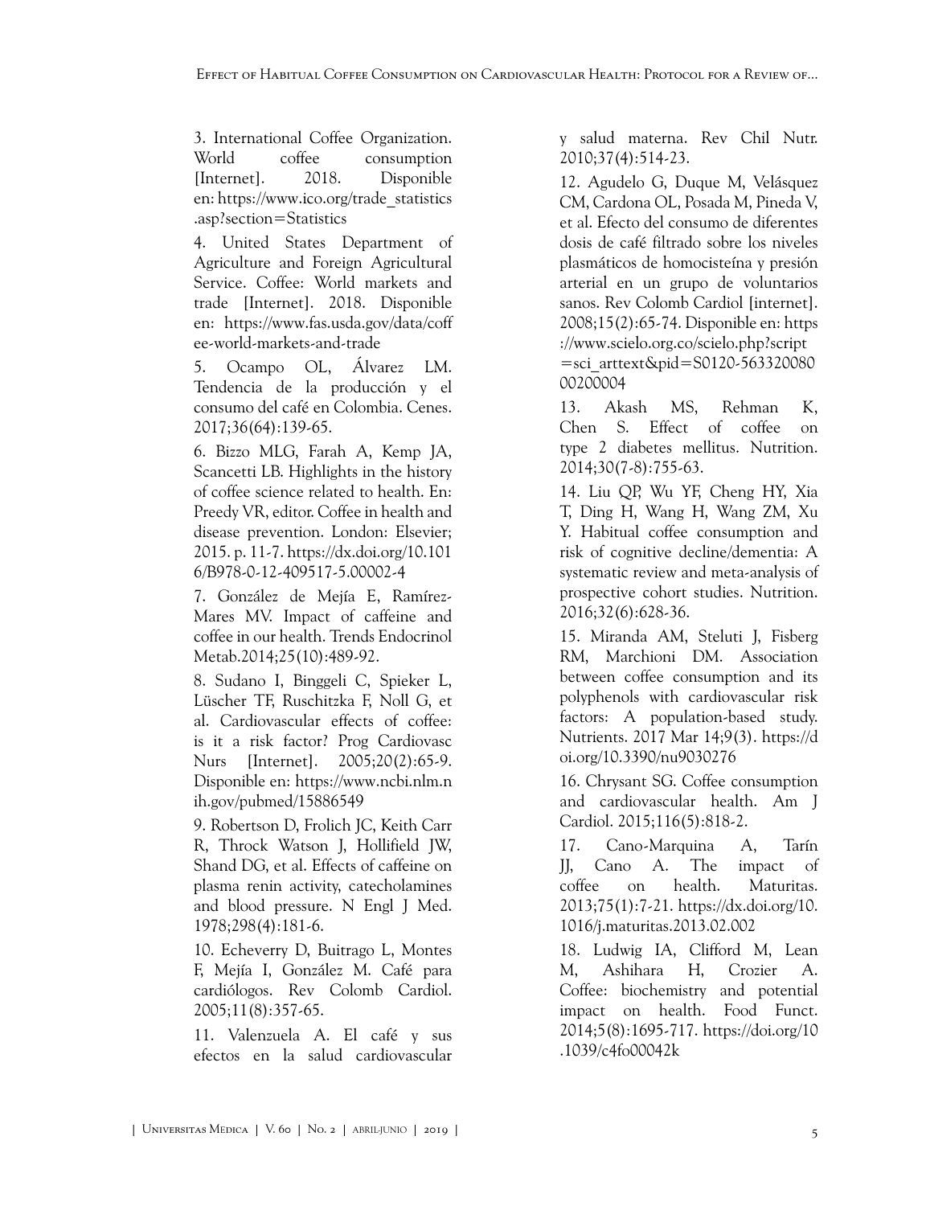3. International Coffee Organization. World coffee consumption [Internet]. 2018. Disponible en: https://www.ico.org/trade_statistics.asp?section=Statistics

4. United States Department of Agriculture and Foreign Agricultural Service. Coffee: World markets and trade [Internet]. 2018. Disponible en: https://www.fas.usda.gov/data/coffee-world-markets-and-trade

5. Ocampo OL, Álvarez LM. Tendencia de la producción y el consumo del café en Colombia. Cenes. 2017;36(64):139-65.

6. Bizzo MLG, Farah A, Kemp JA, Scancetti LB. Highlights in the history of coffee science related to health. En: Preedy VR, editor. Coffee in health and disease prevention. London: Elsevier; 2015. p. 11-7. https://dx.doi.org/10.1016/B978-0-12-409517-5.00002-4

7. González de Mejía E, Ramírez-Mares MV. Impact of caffeine and coffee in our health. Trends Endocrinol Metab.2014;25(10):489-92.

8. Sudano I, Binggeli C, Spieker L, Lüscher TF, Ruschitzka F, Noll G, et al. Cardiovascular effects of coffee: is it a risk factor? Prog Cardiovasc Nurs [Internet]. 2005;20(2):65-9. Disponible en: https://www.ncbi.nlm.nih.gov/pubmed/15886549

9. Robertson D, Frolich JC, Keith Carr R, Throck Watson J, Hollifield JW, Shand DG, et al. Effects of caffeine on plasma renin activity, catecholamines and blood pressure. N Engl J Med. 1978;298(4):181-6.

10. Echeverry D, Buitrago L, Montes F, Mejía I, González M. Café para cardiólogos. Rev Colomb Cardiol. 2005;11(8):357-65.

11. Valenzuela A. El café y sus efectos en la salud cardiovascular y salud materna. Rev Chil Nutr. 2010;37(4):514-23.

12. Agudelo G, Duque M, Velásquez CM, Cardona OL, Posada M, Pineda V, et al. Efecto del consumo de diferentes dosis de café filtrado sobre los niveles plasmáticos de homocisteína y presión arterial en un grupo de voluntarios sanos. Rev Colomb Cardiol [internet]. 2008;15(2):65-74. Disponible en: https://www.scielo.org.co/scielo.php?script=sci_arttext&pid=S0120-56332008000200004

13. Akash MS, Rehman K, Chen S. Effect of coffee on type 2 diabetes mellitus. Nutrition. 2014;30(7-8):755-63.

14. Liu QP, Wu YF, Cheng HY, Xia T, Ding H, Wang H, Wang ZM, Xu Y. Habitual coffee consumption and risk of cognitive decline/dementia: A systematic review and meta-analysis of prospective cohort studies. Nutrition. 2016;32(6):628-36.

15. Miranda AM, Steluti J, Fisberg RM, Marchioni DM. Association between coffee consumption and its polyphenols with cardiovascular risk factors: A population-based study. Nutrients. 2017 Mar 14;9(3). https://doi.org/10.3390/nu9030276

16. Chrysant SG. Coffee consumption and cardiovascular health. Am J Cardiol. 2015;116(5):818-2.

17. Cano-Marquina A, Tarín JJ, Cano A. The impact of coffee on health. Maturitas. 2013;75(1):7-21. https://dx.doi.org/10.1016/j.maturitas.2013.02.002

18. Ludwig IA, Clifford M, Lean M, Ashihara H, Crozier A. Coffee: biochemistry and potential impact on health. Food Funct. 2014;5(8):1695-717. https://doi.org/10.1039/c4fo00042k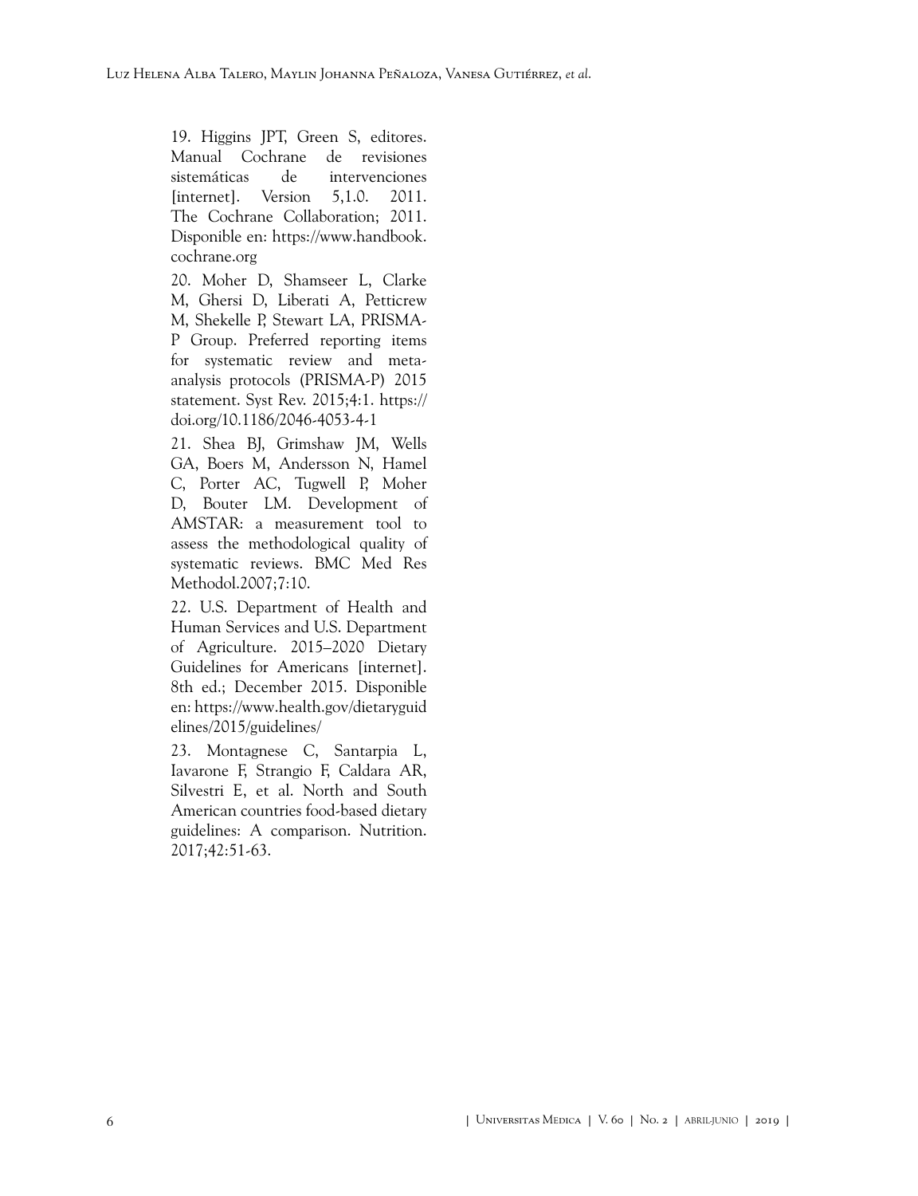19. Higgins JPT, Green S, editores. Manual Cochrane de revisiones sistemáticas de intervenciones [internet]. Version 5,1.0. 2011. The Cochrane Collaboration; 2011. Disponible en: https://www.handbook.cochrane.org

20. Moher D, Shamseer L, Clarke M, Ghersi D, Liberati A, Petticrew M, Shekelle P, Stewart LA, PRISMA-P Group. Preferred reporting items for systematic review and meta-analysis protocols (PRISMA-P) 2015 statement. Syst Rev. 2015;4:1. https://doi.org/10.1186/2046-4053-4-1

21. Shea BJ, Grimshaw JM, Wells GA, Boers M, Andersson N, Hamel C, Porter AC, Tugwell P, Moher D, Bouter LM. Development of AMSTAR: a measurement tool to assess the methodological quality of systematic reviews. BMC Med Res Methodol.2007;7:10.

22. U.S. Department of Health and Human Services and U.S. Department of Agriculture. 2015–2020 Dietary Guidelines for Americans [internet]. 8th ed.; December 2015. Disponible en: https://www.health.gov/dietaryguidelines/2015/guidelines/

23. Montagnese C, Santarpia L, Iavarone F, Strangio F, Caldara AR, Silvestri E, et al. North and South American countries food-based dietary guidelines: A comparison. Nutrition. 2017;42:51-63.